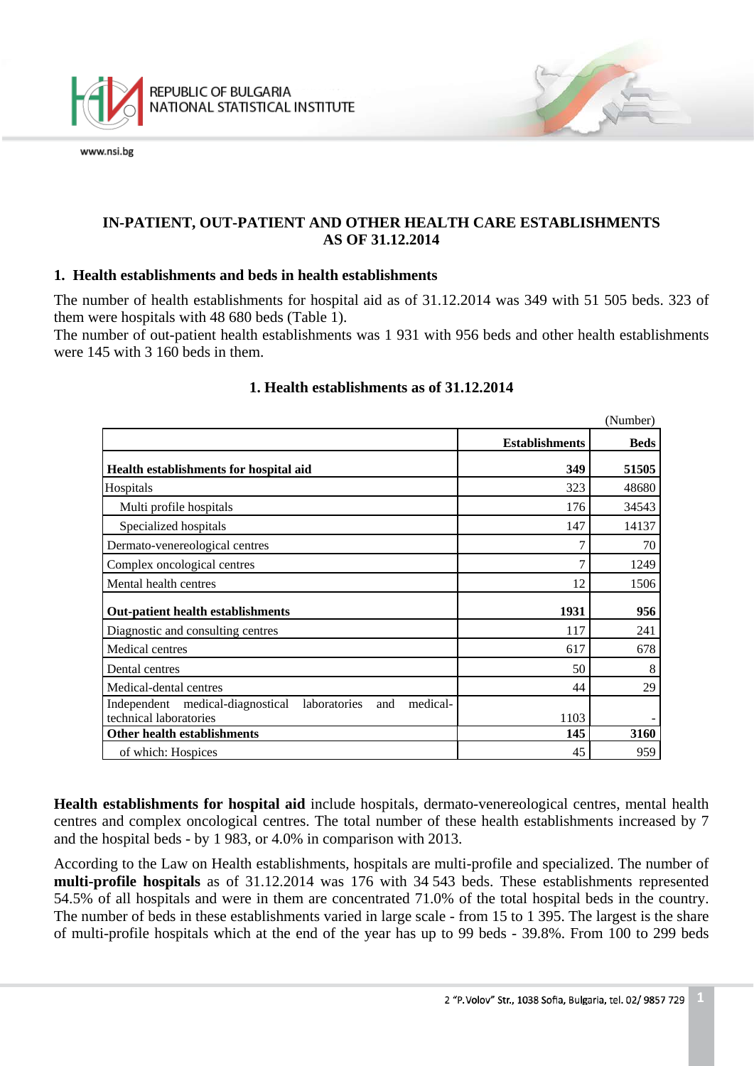# IN-PATIENT, OUT-PATIENT AND OTHER HEALTH CARE ESTABLISHMENTS AS OF 31.12.2014

## 1. Health establishments and beds in health establishments

The number of health establishments for hospital aid as of 31.12.2014 was 349 with 51 505 beds. 323 of them were hospitals with 48 680 beds (Table 1).

The number of out-patient health establishments was 1 931 with 956 beds and other health establishments were 145 with 3 160 beds in them.

### 1. Health establishments as of 31.12.2014

(Number)

| | Establishments | Beds |
|---|---:|---:|
| **Health establishments for hospital aid** | **349** | **51505** |
| Hospitals | 323 | 48680 |
| Multi profile hospitals | 176 | 34543 |
| Specialized hospitals | 147 | 14137 |
| Dermato-venereological centres | 7 | 70 |
| Complex oncological centres | 7 | 1249 |
| Mental health centres | 12 | 1506 |
| **Out-patient health establishments** | **1931** | **956** |
| Diagnostic and consulting centres | 117 | 241 |
| Medical centres | 617 | 678 |
| Dental centres | 50 | 8 |
| Medical-dental centres | 44 | 29 |
| Independent medical-diagnostical laboratories and medical-technical laboratories | 1103 | - |
| **Other health establishments** | **145** | **3160** |
| of which: Hospices | 45 | 959 |

**Health establishments for hospital aid** include hospitals, dermato-venereological centres, mental health centres and complex oncological centres. The total number of these health establishments increased by 7 and the hospital beds - by 1 983, or 4.0% in comparison with 2013.

According to the Law on Health establishments, hospitals are multi-profile and specialized. The number of **multi-profile hospitals** as of 31.12.2014 was 176 with 34 543 beds. These establishments represented 54.5% of all hospitals and were in them are concentrated 71.0% of the total hospital beds in the country. The number of beds in these establishments varied in large scale - from 15 to 1 395. The largest is the share of multi-profile hospitals which at the end of the year has up to 99 beds - 39.8%. From 100 to 299 beds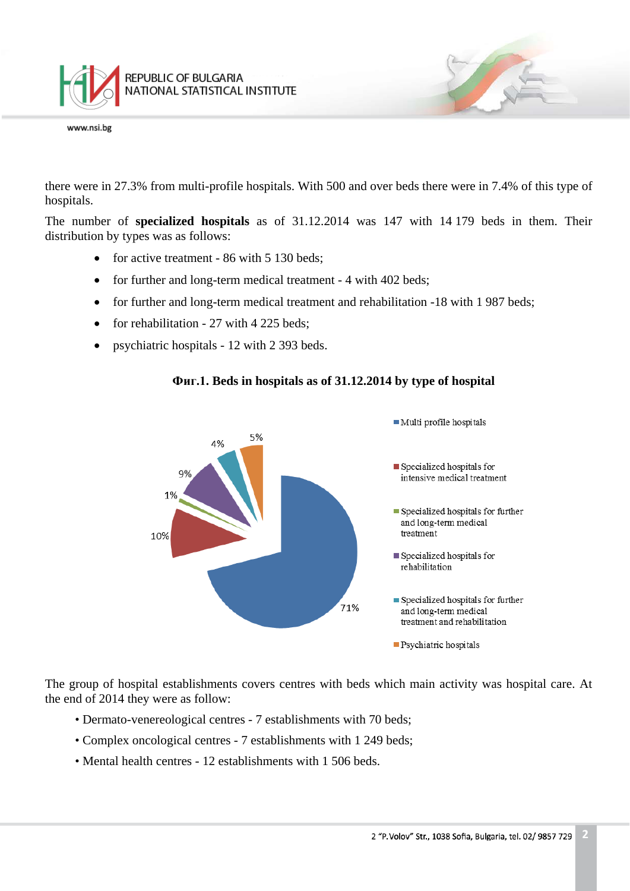there were in 27.3% from multi-profile hospitals. With 500 and over beds there were in 7.4% of this type of hospitals.

The number of **specialized hospitals** as of 31.12.2014 was 147 with 14 179 beds in them. Their distribution by types was as follows:

- for active treatment - 86 with 5 130 beds;
- for further and long-term medical treatment - 4 with 402 beds;
- for further and long-term medical treatment and rehabilitation -18 with 1 987 beds;
- for rehabilitation - 27 with 4 225 beds;
- psychiatric hospitals - 12 with 2 393 beds.

**Фиг.1. Beds in hospitals as of 31.12.2014 by type of hospital**

| Type of hospital | Share |
|---|---|
| Multi profile hospitals | 71% |
| Specialized hospitals for intensive medical treatment | 10% |
| Specialized hospitals for further and long-term medical treatment | 1% |
| Specialized hospitals for rehabilitation | 9% |
| Specialized hospitals for further and long-term medical treatment and rehabilitation | 4% |
| Psychiatric hospitals | 5% |

The group of hospital establishments covers centres with beds which main activity was hospital care. At the end of 2014 they were as follow:

- Dermato-venereological centres - 7 establishments with 70 beds;
- Complex oncological centres - 7 establishments with 1 249 beds;
- Mental health centres - 12 establishments with 1 506 beds.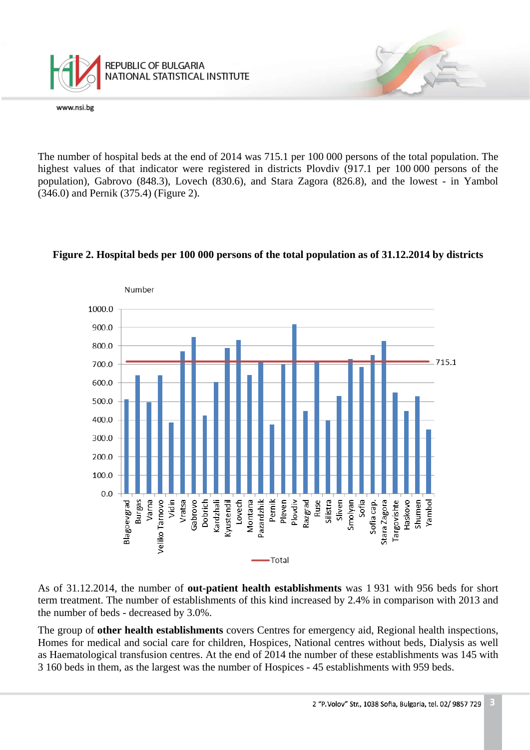The number of hospital beds at the end of 2014 was 715.1 per 100 000 persons of the total population. The highest values of that indicator were registered in districts Plovdiv (917.1 per 100 000 persons of the population), Gabrovo (848.3), Lovech (830.6), and Stara Zagora (826.8), and the lowest - in Yambol (346.0) and Pernik (375.4) (Figure 2).

**Figure 2. Hospital beds per 100 000 persons of the total population as of 31.12.2014 by districts**

As of 31.12.2014, the number of **out-patient health establishments** was 1 931 with 956 beds for short term treatment. The number of establishments of this kind increased by 2.4% in comparison with 2013 and the number of beds - decreased by 3.0%.

The group of **other health establishments** covers Centres for emergency aid, Regional health inspections, Homes for medical and social care for children, Hospices, National centres without beds, Dialysis as well as Haematological transfusion centres. At the end of 2014 the number of these establishments was 145 with 3 160 beds in them, as the largest was the number of Hospices - 45 establishments with 959 beds.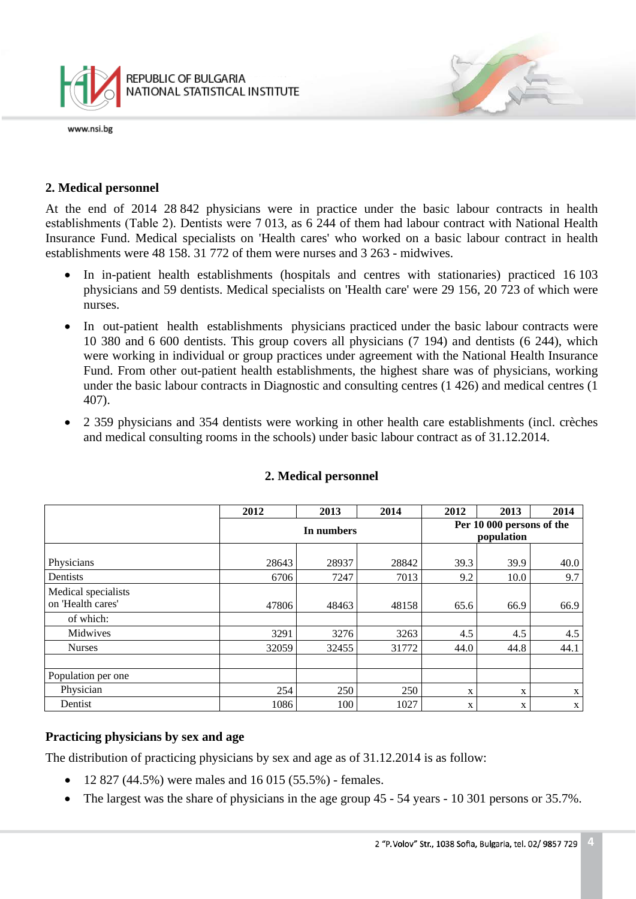## 2. Medical personnel

At the end of 2014 28 842 physicians were in practice under the basic labour contracts in health establishments (Table 2). Dentists were 7 013, as 6 244 of them had labour contract with National Health Insurance Fund. Medical specialists on 'Health cares' who worked on a basic labour contract in health establishments were 48 158. 31 772 of them were nurses and 3 263 - midwives.

- In in-patient health establishments (hospitals and centres with stationaries) practiced 16 103 physicians and 59 dentists. Medical specialists on 'Health care' were 29 156, 20 723 of which were nurses.
- In out-patient health establishments physicians practiced under the basic labour contracts were 10 380 and 6 600 dentists. This group covers all physicians (7 194) and dentists (6 244), which were working in individual or group practices under agreement with the National Health Insurance Fund. From other out-patient health establishments, the highest share was of physicians, working under the basic labour contracts in Diagnostic and consulting centres (1 426) and medical centres (1 407).
- 2 359 physicians and 354 dentists were working in other health care establishments (incl. crèches and medical consulting rooms in the schools) under basic labour contract as of 31.12.2014.

### 2. Medical personnel

| | 2012 | 2013 | 2014 | 2012 | 2013 | 2014 |
|---|---|---|---|---|---|---|
| | In numbers | | | Per 10 000 persons of the population | | |
| Physicians | 28643 | 28937 | 28842 | 39.3 | 39.9 | 40.0 |
| Dentists | 6706 | 7247 | 7013 | 9.2 | 10.0 | 9.7 |
| Medical specialists on 'Health cares' | 47806 | 48463 | 48158 | 65.6 | 66.9 | 66.9 |
| of which: | | | | | | |
| Midwives | 3291 | 3276 | 3263 | 4.5 | 4.5 | 4.5 |
| Nurses | 32059 | 32455 | 31772 | 44.0 | 44.8 | 44.1 |
| | | | | | | |
| Population per one | | | | | | |
| Physician | 254 | 250 | 250 | x | x | x |
| Dentist | 1086 | 100 | 1027 | x | x | x |

### Practicing physicians by sex and age

The distribution of practicing physicians by sex and age as of 31.12.2014 is as follow:

- 12 827 (44.5%) were males and 16 015 (55.5%) - females.
- The largest was the share of physicians in the age group 45 - 54 years - 10 301 persons or 35.7%.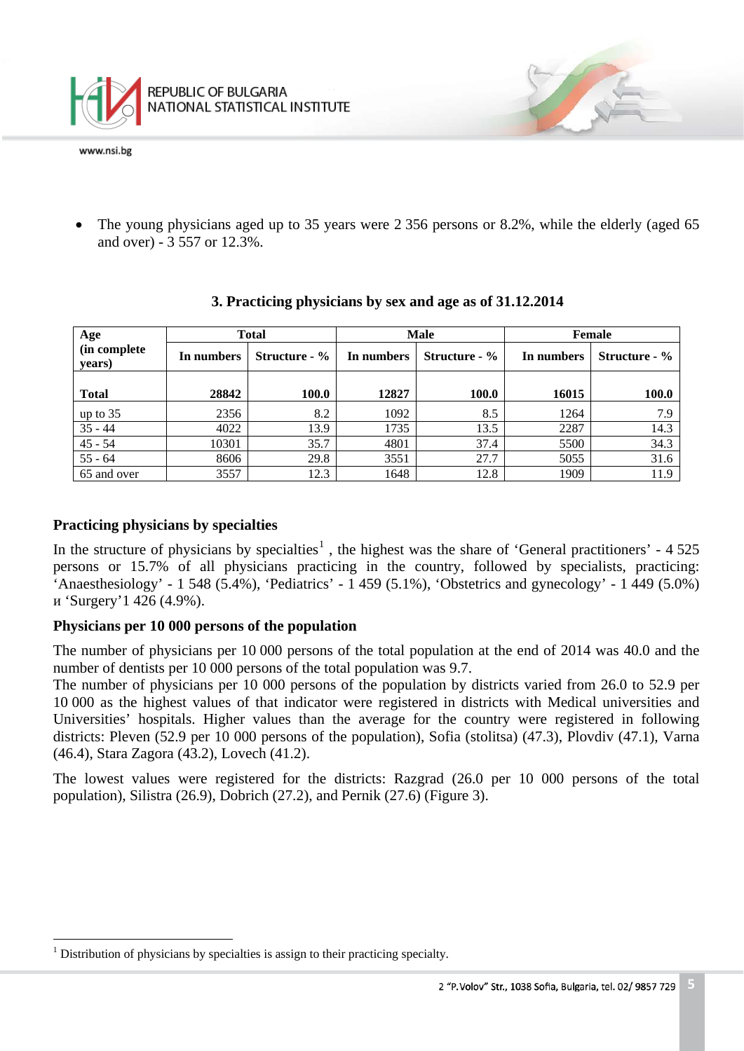- The young physicians aged up to 35 years were 2 356 persons or 8.2%, while the elderly (aged 65 and over) - 3 557 or 12.3%.

**3. Practicing physicians by sex and age as of 31.12.2014**

| Age (in complete years) | Total | | Male | | Female | |
|---|---|---|---|---|---|---|
| | In numbers | Structure - % | In numbers | Structure - % | In numbers | Structure - % |
| **Total** | **28842** | **100.0** | **12827** | **100.0** | **16015** | **100.0** |
| up to 35 | 2356 | 8.2 | 1092 | 8.5 | 1264 | 7.9 |
| 35 - 44 | 4022 | 13.9 | 1735 | 13.5 | 2287 | 14.3 |
| 45 - 54 | 10301 | 35.7 | 4801 | 37.4 | 5500 | 34.3 |
| 55 - 64 | 8606 | 29.8 | 3551 | 27.7 | 5055 | 31.6 |
| 65 and over | 3557 | 12.3 | 1648 | 12.8 | 1909 | 11.9 |

### Practicing physicians by specialties

In the structure of physicians by specialties[1] , the highest was the share of 'General practitioners' - 4 525 persons or 15.7% of all physicians practicing in the country, followed by specialists, practicing: 'Anaesthesiology' - 1 548 (5.4%), 'Pediatrics' - 1 459 (5.1%), 'Obstetrics and gynecology' - 1 449 (5.0%) и 'Surgery'1 426 (4.9%).

### Physicians per 10 000 persons of the population

The number of physicians per 10 000 persons of the total population at the end of 2014 was 40.0 and the number of dentists per 10 000 persons of the total population was 9.7.
The number of physicians per 10 000 persons of the population by districts varied from 26.0 to 52.9 per 10 000 as the highest values of that indicator were registered in districts with Medical universities and Universities' hospitals. Higher values than the average for the country were registered in following districts: Pleven (52.9 per 10 000 persons of the population), Sofia (stolitsa) (47.3), Plovdiv (47.1), Varna (46.4), Stara Zagora (43.2), Lovech (41.2).

The lowest values were registered for the districts: Razgrad (26.0 per 10 000 persons of the total population), Silistra (26.9), Dobrich (27.2), and Pernik (27.6) (Figure 3).

---

[1] Distribution of physicians by specialties is assign to their practicing specialty.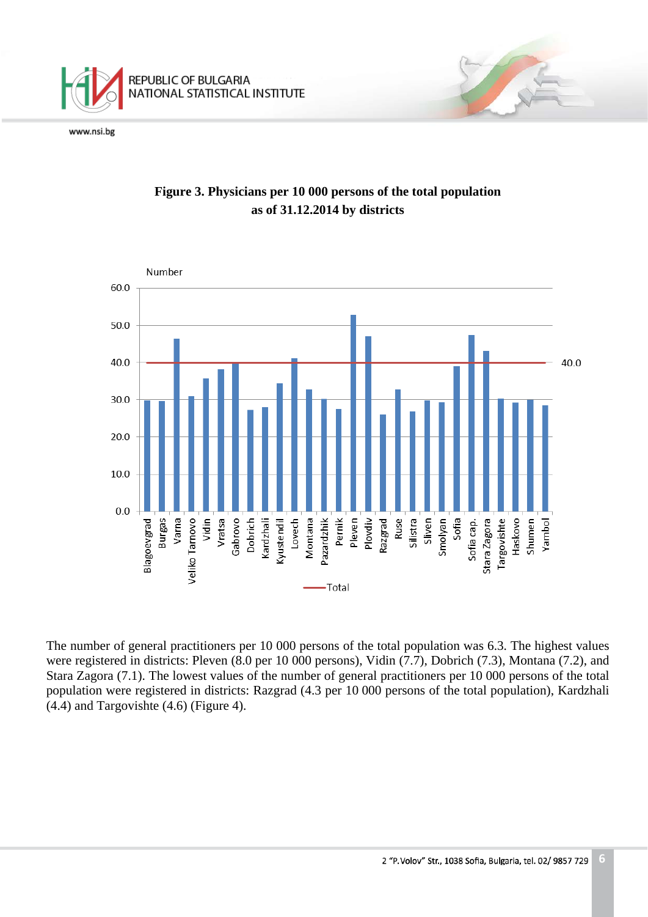**Figure 3. Physicians per 10 000 persons of the total population as of 31.12.2014 by districts**

The number of general practitioners per 10 000 persons of the total population was 6.3. The highest values were registered in districts: Pleven (8.0 per 10 000 persons), Vidin (7.7), Dobrich (7.3), Montana (7.2), and Stara Zagora (7.1). The lowest values of the number of general practitioners per 10 000 persons of the total population were registered in districts: Razgrad (4.3 per 10 000 persons of the total population), Kardzhali (4.4) and Targovishte (4.6) (Figure 4).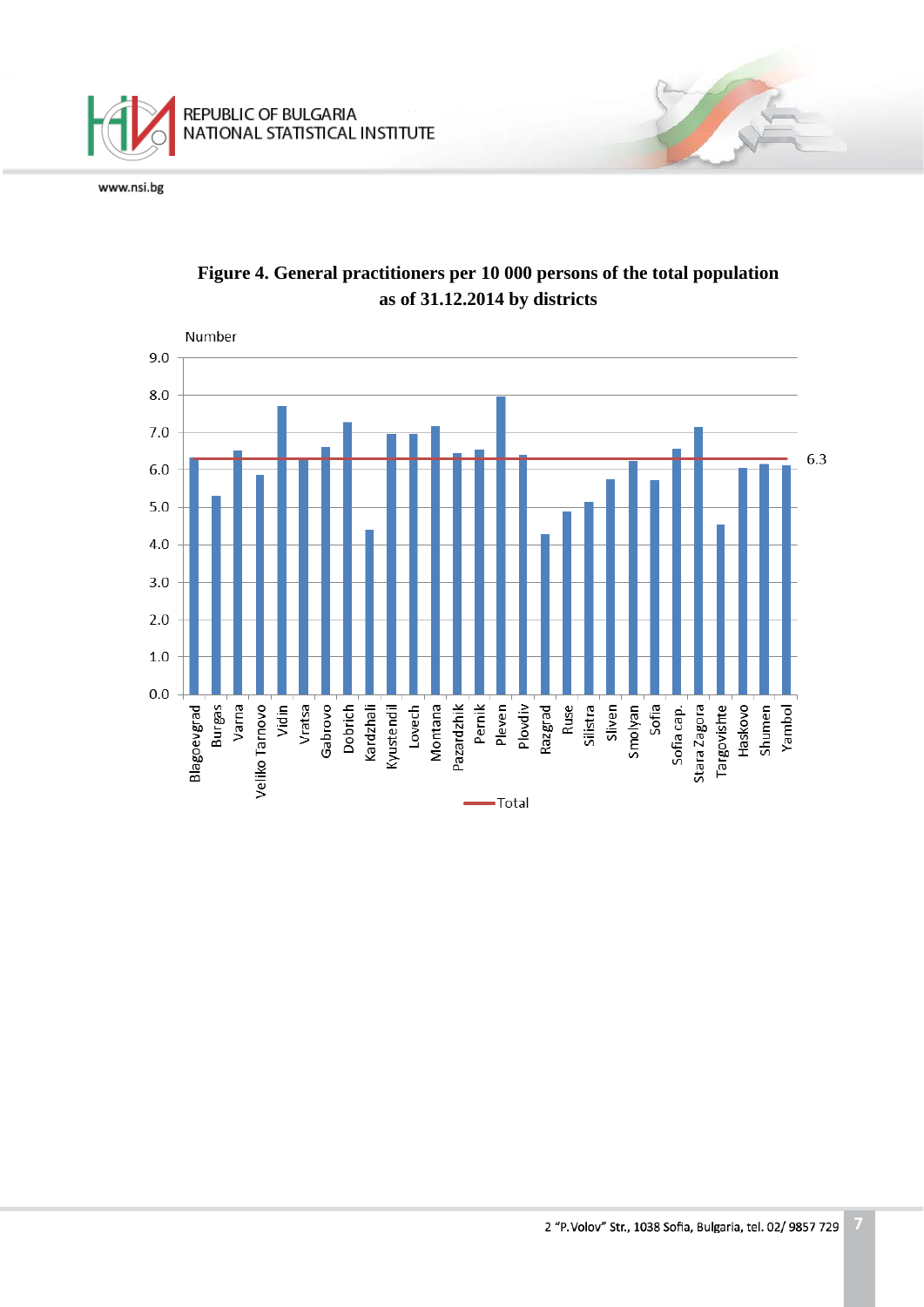**Figure 4. General practitioners per 10 000 persons of the total population as of 31.12.2014 by districts**

Number

9.0
8.0
7.0
6.0
5.0
4.0
3.0
2.0
1.0
0.0

6.3

Blagoevgrad, Burgas, Varna, Veliko Tarnovo, Vidin, Vratsa, Gabrovo, Dobrich, Kardzhali, Kyustendil, Lovech, Montana, Pazardzhik, Pernik, Pleven, Plovdiv, Razgrad, Ruse, Silistra, Sliven, Smolyan, Sofia, Sofia cap., Stara Zagora, Targovishte, Haskovo, Shumen, Yambol

Total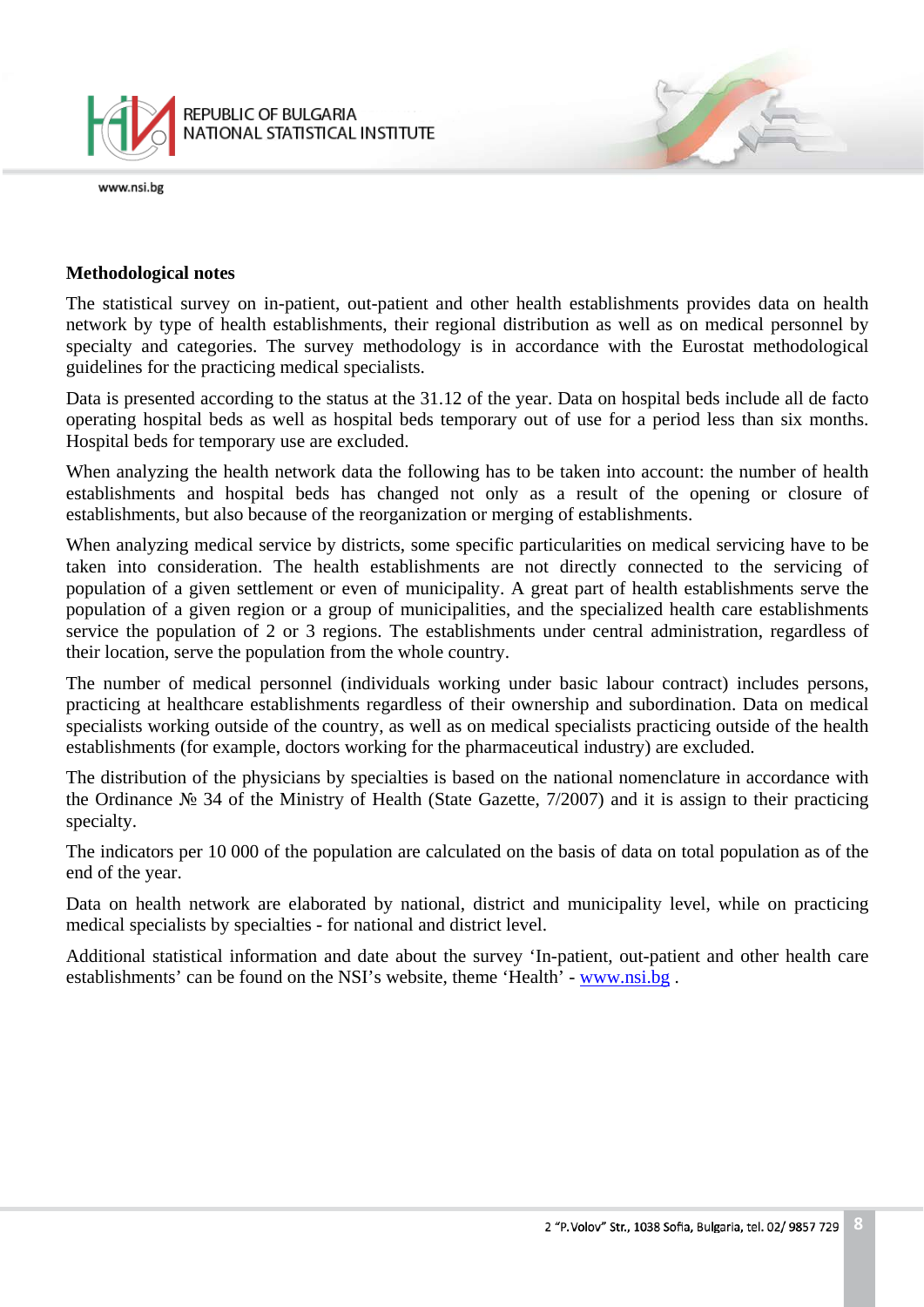## Methodological notes

The statistical survey on in-patient, out-patient and other health establishments provides data on health network by type of health establishments, their regional distribution as well as on medical personnel by specialty and categories. The survey methodology is in accordance with the Eurostat methodological guidelines for the practicing medical specialists.

Data is presented according to the status at the 31.12 of the year. Data on hospital beds include all de facto operating hospital beds as well as hospital beds temporary out of use for a period less than six months. Hospital beds for temporary use are excluded.

When analyzing the health network data the following has to be taken into account: the number of health establishments and hospital beds has changed not only as a result of the opening or closure of establishments, but also because of the reorganization or merging of establishments.

When analyzing medical service by districts, some specific particularities on medical servicing have to be taken into consideration. The health establishments are not directly connected to the servicing of population of a given settlement or even of municipality. A great part of health establishments serve the population of a given region or a group of municipalities, and the specialized health care establishments service the population of 2 or 3 regions. The establishments under central administration, regardless of their location, serve the population from the whole country.

The number of medical personnel (individuals working under basic labour contract) includes persons, practicing at healthcare establishments regardless of their ownership and subordination. Data on medical specialists working outside of the country, as well as on medical specialists practicing outside of the health establishments (for example, doctors working for the pharmaceutical industry) are excluded.

The distribution of the physicians by specialties is based on the national nomenclature in accordance with the Ordinance № 34 of the Ministry of Health (State Gazette, 7/2007) and it is assign to their practicing specialty.

The indicators per 10 000 of the population are calculated on the basis of data on total population as of the end of the year.

Data on health network are elaborated by national, district and municipality level, while on practicing medical specialists by specialties - for national and district level.

Additional statistical information and date about the survey 'In-patient, out-patient and other health care establishments' can be found on the NSI's website, theme 'Health' - www.nsi.bg .